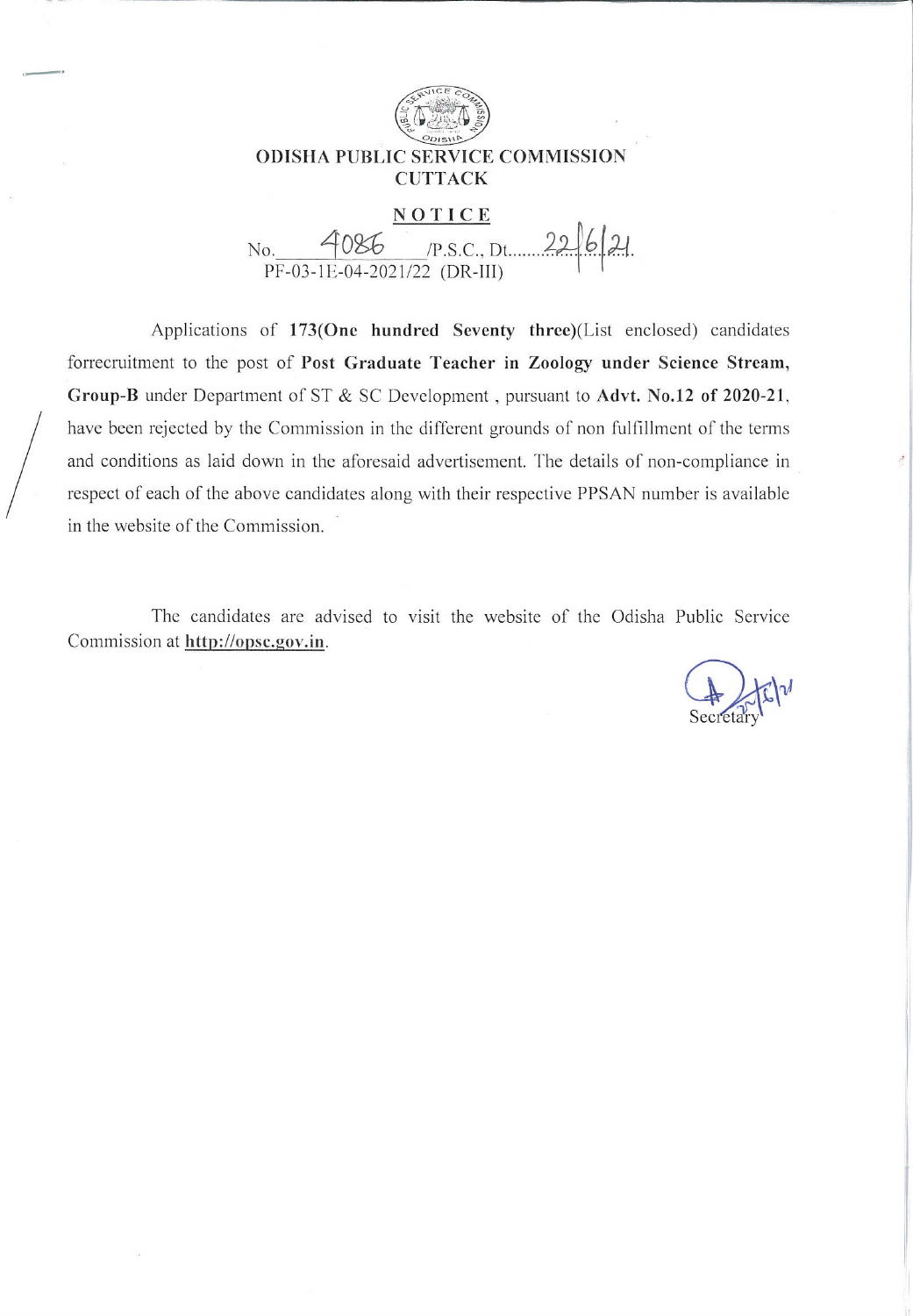# ODISHA PUBLIC SERVICE COMMISSION
## CUTTACK

**NOTICE**

No. 4086 /P.S.C., Dt. 22/6/21
PF-03-1E-04-2021/22 (DR-III)

Applications of **173(One hundred Seventy three)**(List enclosed) candidates forrecruitment to the post of **Post Graduate Teacher in Zoology under Science Stream, Group-B** under Department of ST & SC Development , pursuant to **Advt. No.12 of 2020-21**, have been rejected by the Commission in the different grounds of non fulfillment of the terms and conditions as laid down in the aforesaid advertisement. The details of non-compliance in respect of each of the above candidates along with their respective PPSAN number is available in the website of the Commission.

The candidates are advised to visit the website of the Odisha Public Service Commission at **http://opsc.gov.in**.

Secretary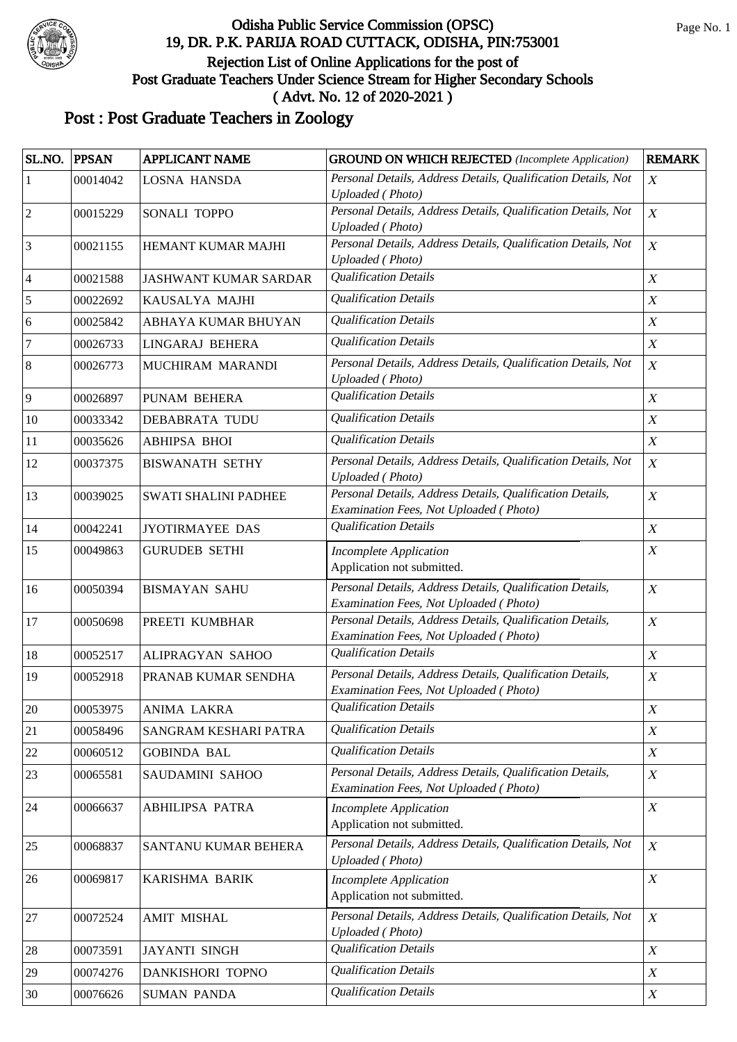# Odisha Public Service Commission (OPSC)

## 19, DR. P.K. PARIJA ROAD CUTTACK, ODISHA, PIN:753001

### Rejection List of Online Applications for the post of Post Graduate Teachers Under Science Stream for Higher Secondary Schools ( Advt. No. 12 of 2020-2021 )

## Post : Post Graduate Teachers in Zoology

| SL.NO. | PPSAN | APPLICANT NAME | GROUND ON WHICH REJECTED *(Incomplete Application)* | REMARK |
|---|---|---|---|---|
| 1 | 00014042 | LOSNA HANSDA | *Personal Details, Address Details, Qualification Details, Not Uploaded ( Photo)* | *X* |
| 2 | 00015229 | SONALI TOPPO | *Personal Details, Address Details, Qualification Details, Not Uploaded ( Photo)* | *X* |
| 3 | 00021155 | HEMANT KUMAR MAJHI | *Personal Details, Address Details, Qualification Details, Not Uploaded ( Photo)* | *X* |
| 4 | 00021588 | JASHWANT KUMAR SARDAR | *Qualification Details* | *X* |
| 5 | 00022692 | KAUSALYA MAJHI | *Qualification Details* | *X* |
| 6 | 00025842 | ABHAYA KUMAR BHUYAN | *Qualification Details* | *X* |
| 7 | 00026733 | LINGARAJ BEHERA | *Qualification Details* | *X* |
| 8 | 00026773 | MUCHIRAM MARANDI | *Personal Details, Address Details, Qualification Details, Not Uploaded ( Photo)* | *X* |
| 9 | 00026897 | PUNAM BEHERA | *Qualification Details* | *X* |
| 10 | 00033342 | DEBABRATA TUDU | *Qualification Details* | *X* |
| 11 | 00035626 | ABHIPSA BHOI | *Qualification Details* | *X* |
| 12 | 00037375 | BISWANATH SETHY | *Personal Details, Address Details, Qualification Details, Not Uploaded ( Photo)* | *X* |
| 13 | 00039025 | SWATI SHALINI PADHEE | *Personal Details, Address Details, Qualification Details, Examination Fees, Not Uploaded ( Photo)* | *X* |
| 14 | 00042241 | JYOTIRMAYEE DAS | *Qualification Details* | *X* |
| 15 | 00049863 | GURUDEB SETHI | *Incomplete Application* Application not submitted. | *X* |
| 16 | 00050394 | BISMAYAN SAHU | *Personal Details, Address Details, Qualification Details, Examination Fees, Not Uploaded ( Photo)* | *X* |
| 17 | 00050698 | PREETI KUMBHAR | *Personal Details, Address Details, Qualification Details, Examination Fees, Not Uploaded ( Photo)* | *X* |
| 18 | 00052517 | ALIPRAGYAN SAHOO | *Qualification Details* | *X* |
| 19 | 00052918 | PRANAB KUMAR SENDHA | *Personal Details, Address Details, Qualification Details, Examination Fees, Not Uploaded ( Photo)* | *X* |
| 20 | 00053975 | ANIMA LAKRA | *Qualification Details* | *X* |
| 21 | 00058496 | SANGRAM KESHARI PATRA | *Qualification Details* | *X* |
| 22 | 00060512 | GOBINDA BAL | *Qualification Details* | *X* |
| 23 | 00065581 | SAUDAMINI SAHOO | *Personal Details, Address Details, Qualification Details, Examination Fees, Not Uploaded ( Photo)* | *X* |
| 24 | 00066637 | ABHILIPSA PATRA | *Incomplete Application* Application not submitted. | *X* |
| 25 | 00068837 | SANTANU KUMAR BEHERA | *Personal Details, Address Details, Qualification Details, Not Uploaded ( Photo)* | *X* |
| 26 | 00069817 | KARISHMA BARIK | *Incomplete Application* Application not submitted. | *X* |
| 27 | 00072524 | AMIT MISHAL | *Personal Details, Address Details, Qualification Details, Not Uploaded ( Photo)* | *X* |
| 28 | 00073591 | JAYANTI SINGH | *Qualification Details* | *X* |
| 29 | 00074276 | DANKISHORI TOPNO | *Qualification Details* | *X* |
| 30 | 00076626 | SUMAN PANDA | *Qualification Details* | *X* |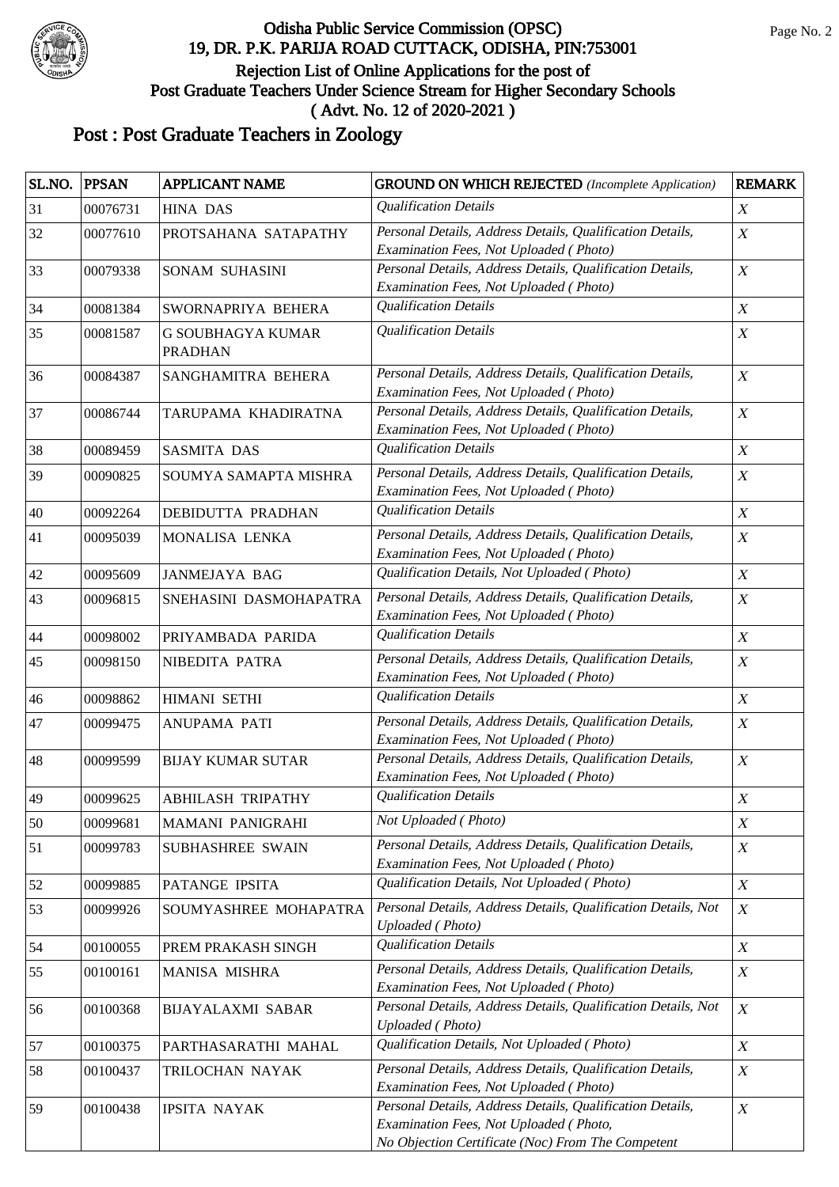# Odisha Public Service Commission (OPSC)

## 19, DR. P.K. PARIJA ROAD CUTTACK, ODISHA, PIN:753001

### Rejection List of Online Applications for the post of Post Graduate Teachers Under Science Stream for Higher Secondary Schools ( Advt. No. 12 of 2020-2021 )

## Post : Post Graduate Teachers in Zoology

| SL.NO. | PPSAN | APPLICANT NAME | GROUND ON WHICH REJECTED *(Incomplete Application)* | REMARK |
|---|---|---|---|---|
| 31 | 00076731 | HINA DAS | *Qualification Details* | *X* |
| 32 | 00077610 | PROTSAHANA SATAPATHY | *Personal Details, Address Details, Qualification Details, Examination Fees, Not Uploaded ( Photo)* | *X* |
| 33 | 00079338 | SONAM SUHASINI | *Personal Details, Address Details, Qualification Details, Examination Fees, Not Uploaded ( Photo)* | *X* |
| 34 | 00081384 | SWORNAPRIYA BEHERA | *Qualification Details* | *X* |
| 35 | 00081587 | G SOUBHAGYA KUMAR PRADHAN | *Qualification Details* | *X* |
| 36 | 00084387 | SANGHAMITRA BEHERA | *Personal Details, Address Details, Qualification Details, Examination Fees, Not Uploaded ( Photo)* | *X* |
| 37 | 00086744 | TARUPAMA KHADIRATNA | *Personal Details, Address Details, Qualification Details, Examination Fees, Not Uploaded ( Photo)* | *X* |
| 38 | 00089459 | SASMITA DAS | *Qualification Details* | *X* |
| 39 | 00090825 | SOUMYA SAMAPTA MISHRA | *Personal Details, Address Details, Qualification Details, Examination Fees, Not Uploaded ( Photo)* | *X* |
| 40 | 00092264 | DEBIDUTTA PRADHAN | *Qualification Details* | *X* |
| 41 | 00095039 | MONALISA LENKA | *Personal Details, Address Details, Qualification Details, Examination Fees, Not Uploaded ( Photo)* | *X* |
| 42 | 00095609 | JANMEJAYA BAG | *Qualification Details, Not Uploaded ( Photo)* | *X* |
| 43 | 00096815 | SNEHASINI DASMOHAPATRA | *Personal Details, Address Details, Qualification Details, Examination Fees, Not Uploaded ( Photo)* | *X* |
| 44 | 00098002 | PRIYAMBADA PARIDA | *Qualification Details* | *X* |
| 45 | 00098150 | NIBEDITA PATRA | *Personal Details, Address Details, Qualification Details, Examination Fees, Not Uploaded ( Photo)* | *X* |
| 46 | 00098862 | HIMANI SETHI | *Qualification Details* | *X* |
| 47 | 00099475 | ANUPAMA PATI | *Personal Details, Address Details, Qualification Details, Examination Fees, Not Uploaded ( Photo)* | *X* |
| 48 | 00099599 | BIJAY KUMAR SUTAR | *Personal Details, Address Details, Qualification Details, Examination Fees, Not Uploaded ( Photo)* | *X* |
| 49 | 00099625 | ABHILASH TRIPATHY | *Qualification Details* | *X* |
| 50 | 00099681 | MAMANI PANIGRAHI | *Not Uploaded ( Photo)* | *X* |
| 51 | 00099783 | SUBHASHREE SWAIN | *Personal Details, Address Details, Qualification Details, Examination Fees, Not Uploaded ( Photo)* | *X* |
| 52 | 00099885 | PATANGE IPSITA | *Qualification Details, Not Uploaded ( Photo)* | *X* |
| 53 | 00099926 | SOUMYASHREE MOHAPATRA | *Personal Details, Address Details, Qualification Details, Not Uploaded ( Photo)* | *X* |
| 54 | 00100055 | PREM PRAKASH SINGH | *Qualification Details* | *X* |
| 55 | 00100161 | MANISA MISHRA | *Personal Details, Address Details, Qualification Details, Examination Fees, Not Uploaded ( Photo)* | *X* |
| 56 | 00100368 | BIJAYALAXMI SABAR | *Personal Details, Address Details, Qualification Details, Not Uploaded ( Photo)* | *X* |
| 57 | 00100375 | PARTHASARATHI MAHAL | *Qualification Details, Not Uploaded ( Photo)* | *X* |
| 58 | 00100437 | TRILOCHAN NAYAK | *Personal Details, Address Details, Qualification Details, Examination Fees, Not Uploaded ( Photo)* | *X* |
| 59 | 00100438 | IPSITA NAYAK | *Personal Details, Address Details, Qualification Details, Examination Fees, Not Uploaded ( Photo, No Objection Certificate (Noc) From The Competent* | *X* |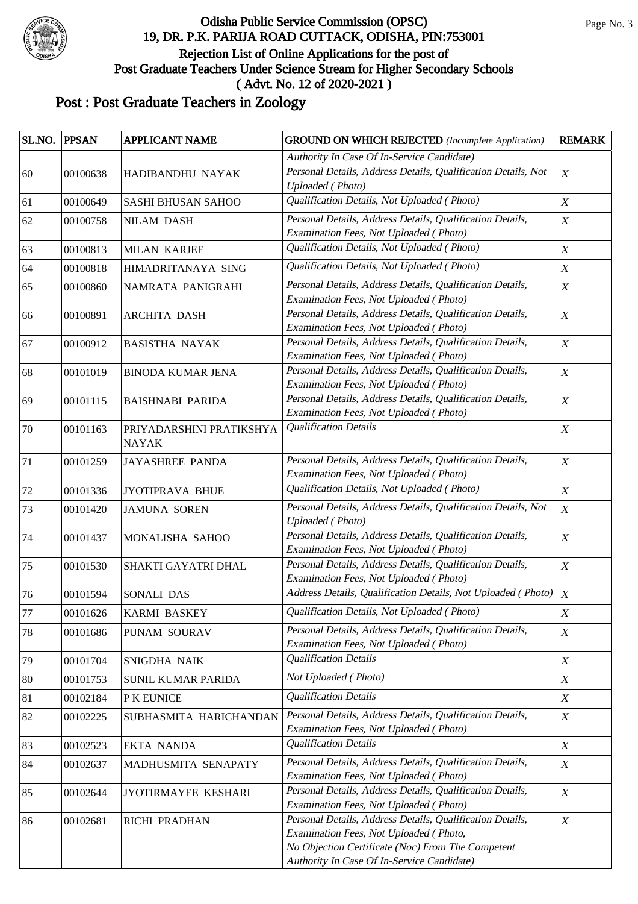# Odisha Public Service Commission (OPSC)
## 19, DR. P.K. PARIJA ROAD CUTTACK, ODISHA, PIN:753001
### Rejection List of Online Applications for the post of Post Graduate Teachers Under Science Stream for Higher Secondary Schools ( Advt. No. 12 of 2020-2021 )

## Post : Post Graduate Teachers in Zoology

| SL.NO. | PPSAN | APPLICANT NAME | GROUND ON WHICH REJECTED *(Incomplete Application)* | REMARK |
|---|---|---|---|---|
| | | | *Authority In Case Of In-Service Candidate)* | |
| 60 | 00100638 | HADIBANDHU NAYAK | *Personal Details, Address Details, Qualification Details, Not Uploaded ( Photo)* | *X* |
| 61 | 00100649 | SASHI BHUSAN SAHOO | *Qualification Details, Not Uploaded ( Photo)* | *X* |
| 62 | 00100758 | NILAM DASH | *Personal Details, Address Details, Qualification Details, Examination Fees, Not Uploaded ( Photo)* | *X* |
| 63 | 00100813 | MILAN KARJEE | *Qualification Details, Not Uploaded ( Photo)* | *X* |
| 64 | 00100818 | HIMADRITANAYA SING | *Qualification Details, Not Uploaded ( Photo)* | *X* |
| 65 | 00100860 | NAMRATA PANIGRAHI | *Personal Details, Address Details, Qualification Details, Examination Fees, Not Uploaded ( Photo)* | *X* |
| 66 | 00100891 | ARCHITA DASH | *Personal Details, Address Details, Qualification Details, Examination Fees, Not Uploaded ( Photo)* | *X* |
| 67 | 00100912 | BASISTHA NAYAK | *Personal Details, Address Details, Qualification Details, Examination Fees, Not Uploaded ( Photo)* | *X* |
| 68 | 00101019 | BINODA KUMAR JENA | *Personal Details, Address Details, Qualification Details, Examination Fees, Not Uploaded ( Photo)* | *X* |
| 69 | 00101115 | BAISHNABI PARIDA | *Personal Details, Address Details, Qualification Details, Examination Fees, Not Uploaded ( Photo)* | *X* |
| 70 | 00101163 | PRIYADARSHINI PRATIKSHYA NAYAK | *Qualification Details* | *X* |
| 71 | 00101259 | JAYASHREE PANDA | *Personal Details, Address Details, Qualification Details, Examination Fees, Not Uploaded ( Photo)* | *X* |
| 72 | 00101336 | JYOTIPRAVA BHUE | *Qualification Details, Not Uploaded ( Photo)* | *X* |
| 73 | 00101420 | JAMUNA SOREN | *Personal Details, Address Details, Qualification Details, Not Uploaded ( Photo)* | *X* |
| 74 | 00101437 | MONALISHA SAHOO | *Personal Details, Address Details, Qualification Details, Examination Fees, Not Uploaded ( Photo)* | *X* |
| 75 | 00101530 | SHAKTI GAYATRI DHAL | *Personal Details, Address Details, Qualification Details, Examination Fees, Not Uploaded ( Photo)* | *X* |
| 76 | 00101594 | SONALI DAS | *Address Details, Qualification Details, Not Uploaded ( Photo)* | *X* |
| 77 | 00101626 | KARMI BASKEY | *Qualification Details, Not Uploaded ( Photo)* | *X* |
| 78 | 00101686 | PUNAM SOURAV | *Personal Details, Address Details, Qualification Details, Examination Fees, Not Uploaded ( Photo)* | *X* |
| 79 | 00101704 | SNIGDHA NAIK | *Qualification Details* | *X* |
| 80 | 00101753 | SUNIL KUMAR PARIDA | *Not Uploaded ( Photo)* | *X* |
| 81 | 00102184 | P K EUNICE | *Qualification Details* | *X* |
| 82 | 00102225 | SUBHASMITA HARICHANDAN | *Personal Details, Address Details, Qualification Details, Examination Fees, Not Uploaded ( Photo)* | *X* |
| 83 | 00102523 | EKTA NANDA | *Qualification Details* | *X* |
| 84 | 00102637 | MADHUSMITA SENAPATY | *Personal Details, Address Details, Qualification Details, Examination Fees, Not Uploaded ( Photo)* | *X* |
| 85 | 00102644 | JYOTIRMAYEE KESHARI | *Personal Details, Address Details, Qualification Details, Examination Fees, Not Uploaded ( Photo)* | *X* |
| 86 | 00102681 | RICHI PRADHAN | *Personal Details, Address Details, Qualification Details, Examination Fees, Not Uploaded ( Photo, No Objection Certificate (Noc) From The Competent Authority In Case Of In-Service Candidate)* | *X* |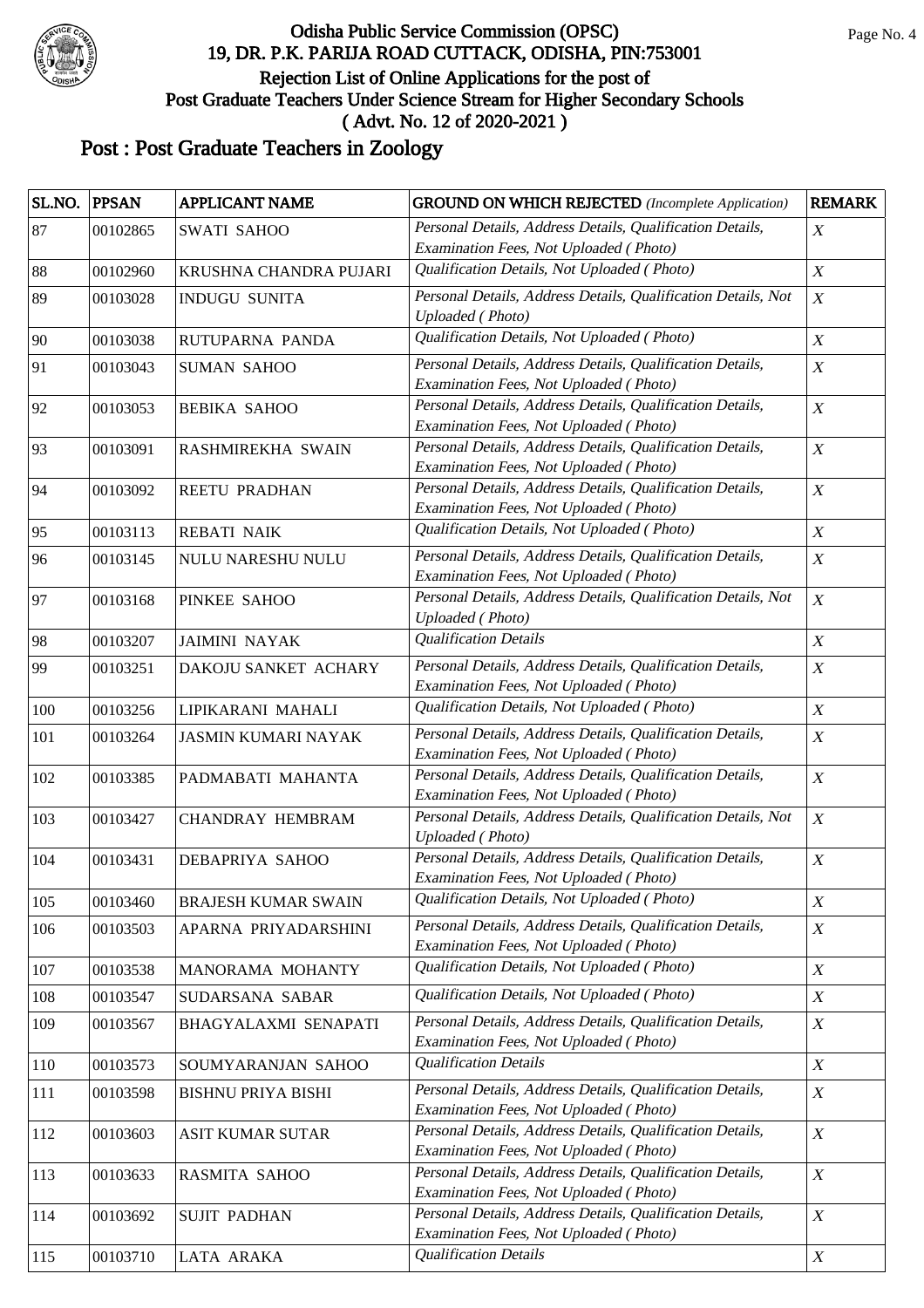Odisha Public Service Commission (OPSC)
19, DR. P.K. PARIJA ROAD CUTTACK, ODISHA, PIN:753001
Rejection List of Online Applications for the post of
Post Graduate Teachers Under Science Stream for Higher Secondary Schools
( Advt. No. 12 of 2020-2021 )

# Post : Post Graduate Teachers in Zoology

| SL.NO. | PPSAN | APPLICANT NAME | GROUND ON WHICH REJECTED *(Incomplete Application)* | REMARK |
|---|---|---|---|---|
| 87 | 00102865 | SWATI SAHOO | *Personal Details, Address Details, Qualification Details, Examination Fees, Not Uploaded ( Photo)* | *X* |
| 88 | 00102960 | KRUSHNA CHANDRA PUJARI | *Qualification Details, Not Uploaded ( Photo)* | *X* |
| 89 | 00103028 | INDUGU SUNITA | *Personal Details, Address Details, Qualification Details, Not Uploaded ( Photo)* | *X* |
| 90 | 00103038 | RUTUPARNA PANDA | *Qualification Details, Not Uploaded ( Photo)* | *X* |
| 91 | 00103043 | SUMAN SAHOO | *Personal Details, Address Details, Qualification Details, Examination Fees, Not Uploaded ( Photo)* | *X* |
| 92 | 00103053 | BEBIKA SAHOO | *Personal Details, Address Details, Qualification Details, Examination Fees, Not Uploaded ( Photo)* | *X* |
| 93 | 00103091 | RASHMIREKHA SWAIN | *Personal Details, Address Details, Qualification Details, Examination Fees, Not Uploaded ( Photo)* | *X* |
| 94 | 00103092 | REETU PRADHAN | *Personal Details, Address Details, Qualification Details, Examination Fees, Not Uploaded ( Photo)* | *X* |
| 95 | 00103113 | REBATI NAIK | *Qualification Details, Not Uploaded ( Photo)* | *X* |
| 96 | 00103145 | NULU NARESHU NULU | *Personal Details, Address Details, Qualification Details, Examination Fees, Not Uploaded ( Photo)* | *X* |
| 97 | 00103168 | PINKEE SAHOO | *Personal Details, Address Details, Qualification Details, Not Uploaded ( Photo)* | *X* |
| 98 | 00103207 | JAIMINI NAYAK | *Qualification Details* | *X* |
| 99 | 00103251 | DAKOJU SANKET ACHARY | *Personal Details, Address Details, Qualification Details, Examination Fees, Not Uploaded ( Photo)* | *X* |
| 100 | 00103256 | LIPIKARANI MAHALI | *Qualification Details, Not Uploaded ( Photo)* | *X* |
| 101 | 00103264 | JASMIN KUMARI NAYAK | *Personal Details, Address Details, Qualification Details, Examination Fees, Not Uploaded ( Photo)* | *X* |
| 102 | 00103385 | PADMABATI MAHANTA | *Personal Details, Address Details, Qualification Details, Examination Fees, Not Uploaded ( Photo)* | *X* |
| 103 | 00103427 | CHANDRAY HEMBRAM | *Personal Details, Address Details, Qualification Details, Not Uploaded ( Photo)* | *X* |
| 104 | 00103431 | DEBAPRIYA SAHOO | *Personal Details, Address Details, Qualification Details, Examination Fees, Not Uploaded ( Photo)* | *X* |
| 105 | 00103460 | BRAJESH KUMAR SWAIN | *Qualification Details, Not Uploaded ( Photo)* | *X* |
| 106 | 00103503 | APARNA PRIYADARSHINI | *Personal Details, Address Details, Qualification Details, Examination Fees, Not Uploaded ( Photo)* | *X* |
| 107 | 00103538 | MANORAMA MOHANTY | *Qualification Details, Not Uploaded ( Photo)* | *X* |
| 108 | 00103547 | SUDARSANA SABAR | *Qualification Details, Not Uploaded ( Photo)* | *X* |
| 109 | 00103567 | BHAGYALAXMI SENAPATI | *Personal Details, Address Details, Qualification Details, Examination Fees, Not Uploaded ( Photo)* | *X* |
| 110 | 00103573 | SOUMYARANJAN SAHOO | *Qualification Details* | *X* |
| 111 | 00103598 | BISHNU PRIYA BISHI | *Personal Details, Address Details, Qualification Details, Examination Fees, Not Uploaded ( Photo)* | *X* |
| 112 | 00103603 | ASIT KUMAR SUTAR | *Personal Details, Address Details, Qualification Details, Examination Fees, Not Uploaded ( Photo)* | *X* |
| 113 | 00103633 | RASMITA SAHOO | *Personal Details, Address Details, Qualification Details, Examination Fees, Not Uploaded ( Photo)* | *X* |
| 114 | 00103692 | SUJIT PADHAN | *Personal Details, Address Details, Qualification Details, Examination Fees, Not Uploaded ( Photo)* | *X* |
| 115 | 00103710 | LATA ARAKA | *Qualification Details* | *X* |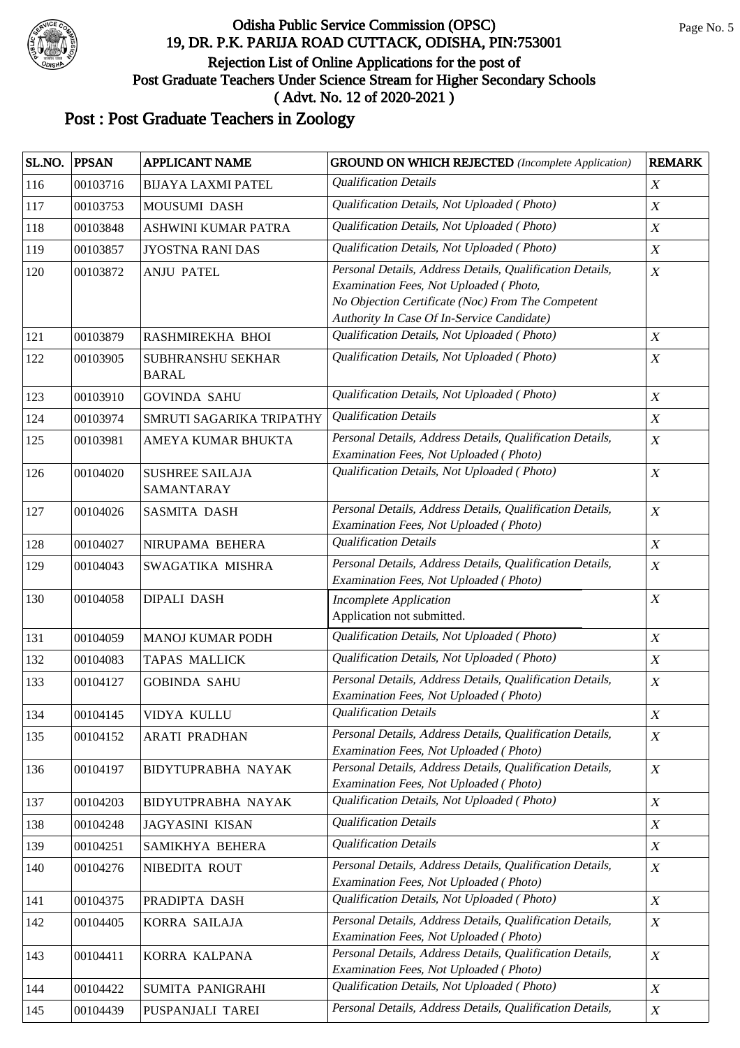Odisha Public Service Commission (OPSC)
19, DR. P.K. PARIJA ROAD CUTTACK, ODISHA, PIN:753001
Rejection List of Online Applications for the post of
Post Graduate Teachers Under Science Stream for Higher Secondary Schools
( Advt. No. 12 of 2020-2021 )

## Post : Post Graduate Teachers in Zoology

| SL.NO. | PPSAN | APPLICANT NAME | GROUND ON WHICH REJECTED *(Incomplete Application)* | REMARK |
|---|---|---|---|---|
| 116 | 00103716 | BIJAYA LAXMI PATEL | *Qualification Details* | *X* |
| 117 | 00103753 | MOUSUMI DASH | *Qualification Details, Not Uploaded ( Photo)* | *X* |
| 118 | 00103848 | ASHWINI KUMAR PATRA | *Qualification Details, Not Uploaded ( Photo)* | *X* |
| 119 | 00103857 | JYOSTNA RANI DAS | *Qualification Details, Not Uploaded ( Photo)* | *X* |
| 120 | 00103872 | ANJU PATEL | *Personal Details, Address Details, Qualification Details, Examination Fees, Not Uploaded ( Photo, No Objection Certificate (Noc) From The Competent Authority In Case Of In-Service Candidate)* | *X* |
| 121 | 00103879 | RASHMIREKHA BHOI | *Qualification Details, Not Uploaded ( Photo)* | *X* |
| 122 | 00103905 | SUBHRANSHU SEKHAR BARAL | *Qualification Details, Not Uploaded ( Photo)* | *X* |
| 123 | 00103910 | GOVINDA SAHU | *Qualification Details, Not Uploaded ( Photo)* | *X* |
| 124 | 00103974 | SMRUTI SAGARIKA TRIPATHY | *Qualification Details* | *X* |
| 125 | 00103981 | AMEYA KUMAR BHUKTA | *Personal Details, Address Details, Qualification Details, Examination Fees, Not Uploaded ( Photo)* | *X* |
| 126 | 00104020 | SUSHREE SAILAJA SAMANTARAY | *Qualification Details, Not Uploaded ( Photo)* | *X* |
| 127 | 00104026 | SASMITA DASH | *Personal Details, Address Details, Qualification Details, Examination Fees, Not Uploaded ( Photo)* | *X* |
| 128 | 00104027 | NIRUPAMA BEHERA | *Qualification Details* | *X* |
| 129 | 00104043 | SWAGATIKA MISHRA | *Personal Details, Address Details, Qualification Details, Examination Fees, Not Uploaded ( Photo)* | *X* |
| 130 | 00104058 | DIPALI DASH | *Incomplete Application* Application not submitted. | *X* |
| 131 | 00104059 | MANOJ KUMAR PODH | *Qualification Details, Not Uploaded ( Photo)* | *X* |
| 132 | 00104083 | TAPAS MALLICK | *Qualification Details, Not Uploaded ( Photo)* | *X* |
| 133 | 00104127 | GOBINDA SAHU | *Personal Details, Address Details, Qualification Details, Examination Fees, Not Uploaded ( Photo)* | *X* |
| 134 | 00104145 | VIDYA KULLU | *Qualification Details* | *X* |
| 135 | 00104152 | ARATI PRADHAN | *Personal Details, Address Details, Qualification Details, Examination Fees, Not Uploaded ( Photo)* | *X* |
| 136 | 00104197 | BIDYTUPRABHA NAYAK | *Personal Details, Address Details, Qualification Details, Examination Fees, Not Uploaded ( Photo)* | *X* |
| 137 | 00104203 | BIDYUTPRABHA NAYAK | *Qualification Details, Not Uploaded ( Photo)* | *X* |
| 138 | 00104248 | JAGYASINI KISAN | *Qualification Details* | *X* |
| 139 | 00104251 | SAMIKHYA BEHERA | *Qualification Details* | *X* |
| 140 | 00104276 | NIBEDITA ROUT | *Personal Details, Address Details, Qualification Details, Examination Fees, Not Uploaded ( Photo)* | *X* |
| 141 | 00104375 | PRADIPTA DASH | *Qualification Details, Not Uploaded ( Photo)* | *X* |
| 142 | 00104405 | KORRA SAILAJA | *Personal Details, Address Details, Qualification Details, Examination Fees, Not Uploaded ( Photo)* | *X* |
| 143 | 00104411 | KORRA KALPANA | *Personal Details, Address Details, Qualification Details, Examination Fees, Not Uploaded ( Photo)* | *X* |
| 144 | 00104422 | SUMITA PANIGRAHI | *Qualification Details, Not Uploaded ( Photo)* | *X* |
| 145 | 00104439 | PUSPANJALI TAREI | *Personal Details, Address Details, Qualification Details,* | *X* |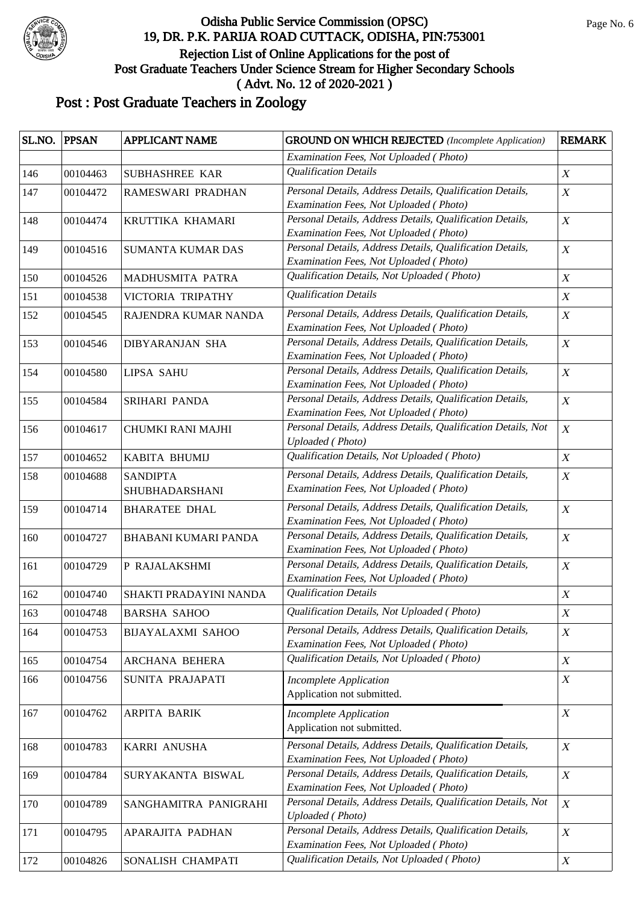# Odisha Public Service Commission (OPSC)
## 19, DR. P.K. PARIJA ROAD CUTTACK, ODISHA, PIN:753001
### Rejection List of Online Applications for the post of Post Graduate Teachers Under Science Stream for Higher Secondary Schools ( Advt. No. 12 of 2020-2021 )

## Post : Post Graduate Teachers in Zoology

| SL.NO. | PPSAN | APPLICANT NAME | GROUND ON WHICH REJECTED *(Incomplete Application)* | REMARK |
|---|---|---|---|---|
| | | | *Examination Fees, Not Uploaded ( Photo)* | |
| 146 | 00104463 | SUBHASHREE KAR | *Qualification Details* | *X* |
| 147 | 00104472 | RAMESWARI PRADHAN | *Personal Details, Address Details, Qualification Details, Examination Fees, Not Uploaded ( Photo)* | *X* |
| 148 | 00104474 | KRUTTIKA KHAMARI | *Personal Details, Address Details, Qualification Details, Examination Fees, Not Uploaded ( Photo)* | *X* |
| 149 | 00104516 | SUMANTA KUMAR DAS | *Personal Details, Address Details, Qualification Details, Examination Fees, Not Uploaded ( Photo)* | *X* |
| 150 | 00104526 | MADHUSMITA PATRA | *Qualification Details, Not Uploaded ( Photo)* | *X* |
| 151 | 00104538 | VICTORIA TRIPATHY | *Qualification Details* | *X* |
| 152 | 00104545 | RAJENDRA KUMAR NANDA | *Personal Details, Address Details, Qualification Details, Examination Fees, Not Uploaded ( Photo)* | *X* |
| 153 | 00104546 | DIBYARANJAN SHA | *Personal Details, Address Details, Qualification Details, Examination Fees, Not Uploaded ( Photo)* | *X* |
| 154 | 00104580 | LIPSA SAHU | *Personal Details, Address Details, Qualification Details, Examination Fees, Not Uploaded ( Photo)* | *X* |
| 155 | 00104584 | SRIHARI PANDA | *Personal Details, Address Details, Qualification Details, Examination Fees, Not Uploaded ( Photo)* | *X* |
| 156 | 00104617 | CHUMKI RANI MAJHI | *Personal Details, Address Details, Qualification Details, Not Uploaded ( Photo)* | *X* |
| 157 | 00104652 | KABITA BHUMIJ | *Qualification Details, Not Uploaded ( Photo)* | *X* |
| 158 | 00104688 | SANDIPTA SHUBHADARSHANI | *Personal Details, Address Details, Qualification Details, Examination Fees, Not Uploaded ( Photo)* | *X* |
| 159 | 00104714 | BHARATEE DHAL | *Personal Details, Address Details, Qualification Details, Examination Fees, Not Uploaded ( Photo)* | *X* |
| 160 | 00104727 | BHABANI KUMARI PANDA | *Personal Details, Address Details, Qualification Details, Examination Fees, Not Uploaded ( Photo)* | *X* |
| 161 | 00104729 | P RAJALAKSHMI | *Personal Details, Address Details, Qualification Details, Examination Fees, Not Uploaded ( Photo)* | *X* |
| 162 | 00104740 | SHAKTI PRADAYINI NANDA | *Qualification Details* | *X* |
| 163 | 00104748 | BARSHA SAHOO | *Qualification Details, Not Uploaded ( Photo)* | *X* |
| 164 | 00104753 | BIJAYALAXMI SAHOO | *Personal Details, Address Details, Qualification Details, Examination Fees, Not Uploaded ( Photo)* | *X* |
| 165 | 00104754 | ARCHANA BEHERA | *Qualification Details, Not Uploaded ( Photo)* | *X* |
| 166 | 00104756 | SUNITA PRAJAPATI | *Incomplete Application* Application not submitted. | *X* |
| 167 | 00104762 | ARPITA BARIK | *Incomplete Application* Application not submitted. | *X* |
| 168 | 00104783 | KARRI ANUSHA | *Personal Details, Address Details, Qualification Details, Examination Fees, Not Uploaded ( Photo)* | *X* |
| 169 | 00104784 | SURYAKANTA BISWAL | *Personal Details, Address Details, Qualification Details, Examination Fees, Not Uploaded ( Photo)* | *X* |
| 170 | 00104789 | SANGHAMITRA PANIGRAHI | *Personal Details, Address Details, Qualification Details, Not Uploaded ( Photo)* | *X* |
| 171 | 00104795 | APARAJITA PADHAN | *Personal Details, Address Details, Qualification Details, Examination Fees, Not Uploaded ( Photo)* | *X* |
| 172 | 00104826 | SONALISH CHAMPATI | *Qualification Details, Not Uploaded ( Photo)* | *X* |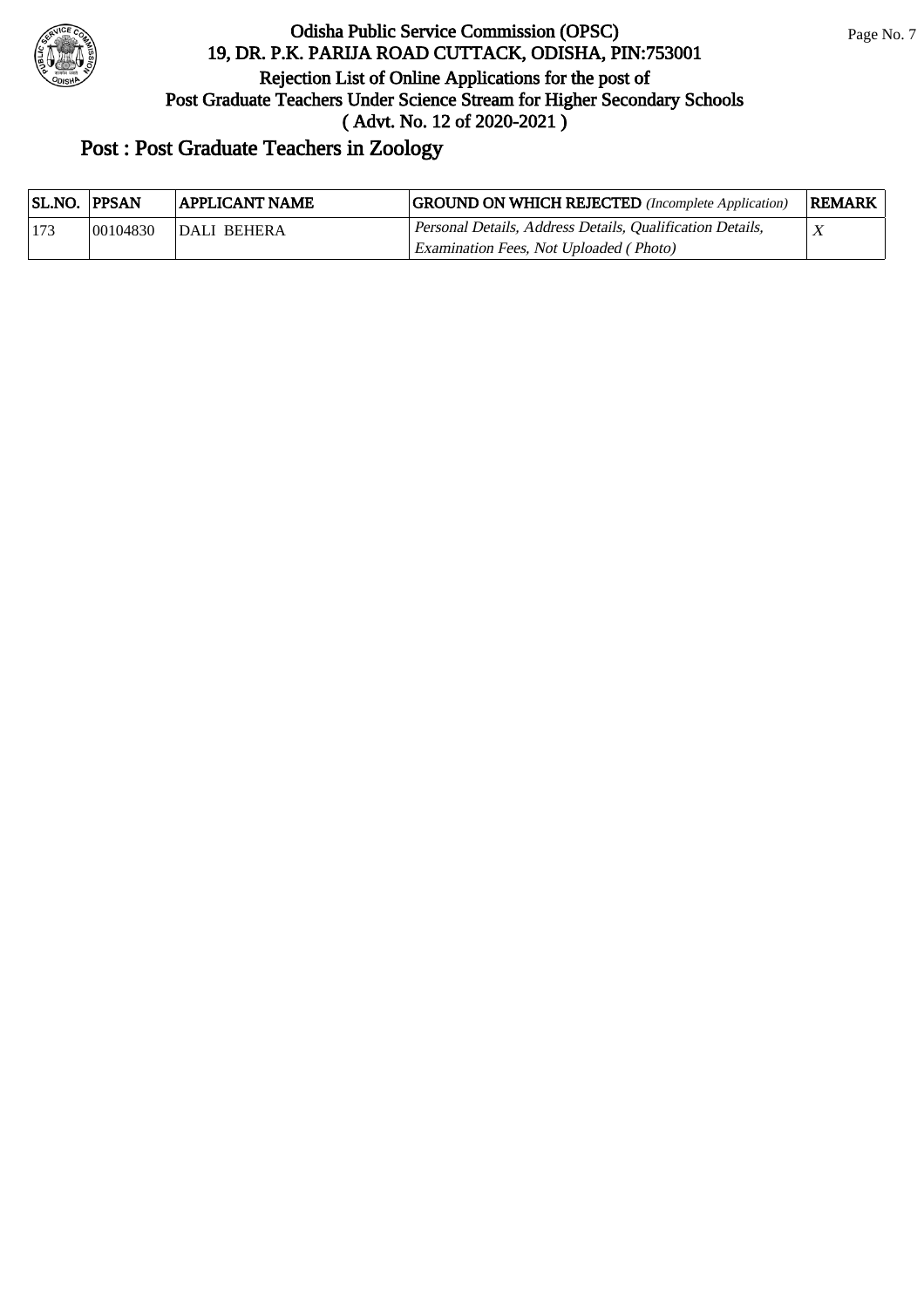# Odisha Public Service Commission (OPSC)

19, DR. P.K. PARIJA ROAD CUTTACK, ODISHA, PIN:753001

Rejection List of Online Applications for the post of

Post Graduate Teachers Under Science Stream for Higher Secondary Schools

( Advt. No. 12 of 2020-2021 )

## Post : Post Graduate Teachers in Zoology

| SL.NO. | PPSAN | APPLICANT NAME | GROUND ON WHICH REJECTED *(Incomplete Application)* | REMARK |
|---|---|---|---|---|
| 173 | 00104830 | DALI BEHERA | *Personal Details, Address Details, Qualification Details, Examination Fees, Not Uploaded ( Photo)* | *X* |